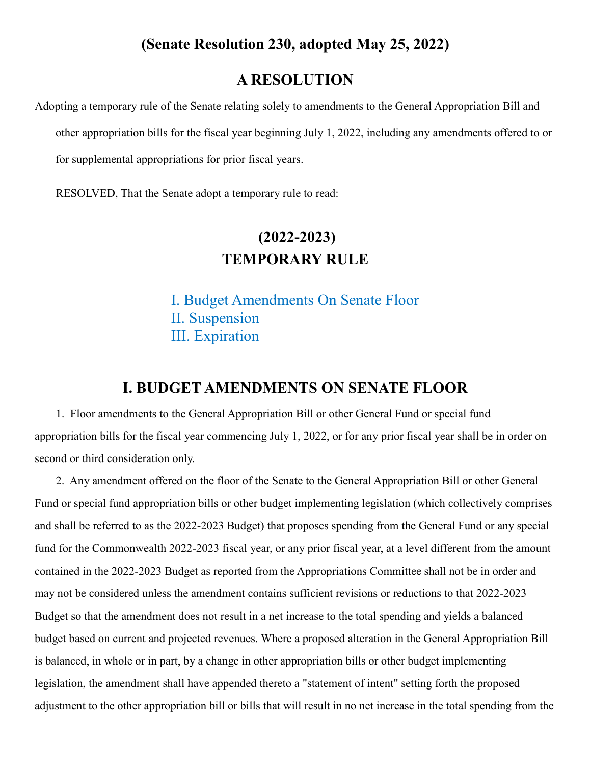## (Senate Resolution 230, adopted May 25, 2022)

## A RESOLUTION

Adopting a temporary rule of the Senate relating solely to amendments to the General Appropriation Bill and other appropriation bills for the fiscal year beginning July 1, 2022, including any amendments offered to or for supplemental appropriations for prior fiscal years.

RESOLVED, That the Senate adopt a temporary rule to read:

## (2022-2023)
## TEMPORARY RULE

I. Budget Amendments On Senate Floor
II. Suspension
III. Expiration

## I. BUDGET AMENDMENTS ON SENATE FLOOR

1. Floor amendments to the General Appropriation Bill or other General Fund or special fund appropriation bills for the fiscal year commencing July 1, 2022, or for any prior fiscal year shall be in order on second or third consideration only.

2. Any amendment offered on the floor of the Senate to the General Appropriation Bill or other General Fund or special fund appropriation bills or other budget implementing legislation (which collectively comprises and shall be referred to as the 2022-2023 Budget) that proposes spending from the General Fund or any special fund for the Commonwealth 2022-2023 fiscal year, or any prior fiscal year, at a level different from the amount contained in the 2022-2023 Budget as reported from the Appropriations Committee shall not be in order and may not be considered unless the amendment contains sufficient revisions or reductions to that 2022-2023 Budget so that the amendment does not result in a net increase to the total spending and yields a balanced budget based on current and projected revenues. Where a proposed alteration in the General Appropriation Bill is balanced, in whole or in part, by a change in other appropriation bills or other budget implementing legislation, the amendment shall have appended thereto a "statement of intent" setting forth the proposed adjustment to the other appropriation bill or bills that will result in no net increase in the total spending from the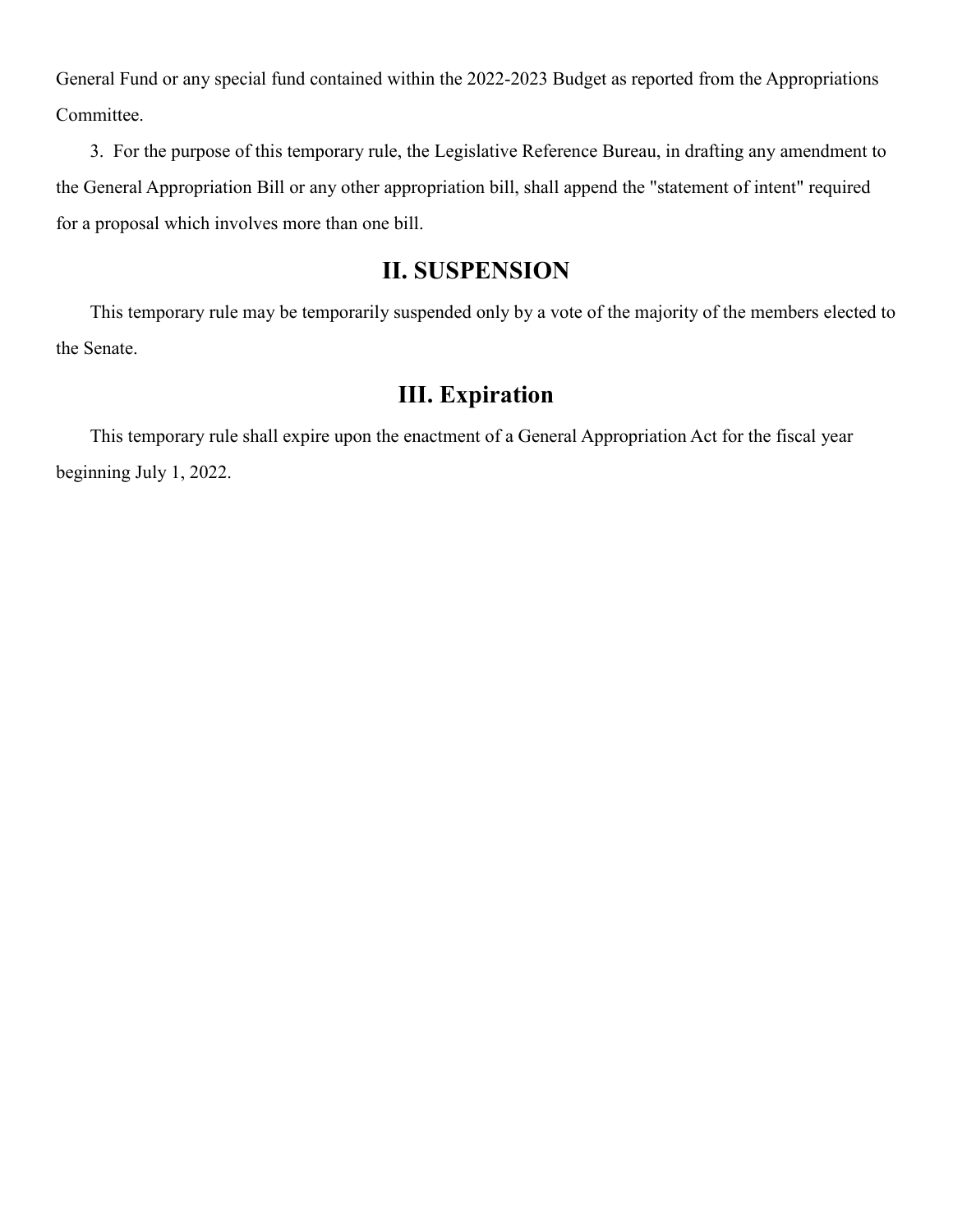General Fund or any special fund contained within the 2022-2023 Budget as reported from the Appropriations Committee.

3. For the purpose of this temporary rule, the Legislative Reference Bureau, in drafting any amendment to the General Appropriation Bill or any other appropriation bill, shall append the "statement of intent" required for a proposal which involves more than one bill.

## II. SUSPENSION

This temporary rule may be temporarily suspended only by a vote of the majority of the members elected to the Senate.

## III. Expiration

This temporary rule shall expire upon the enactment of a General Appropriation Act for the fiscal year beginning July 1, 2022.